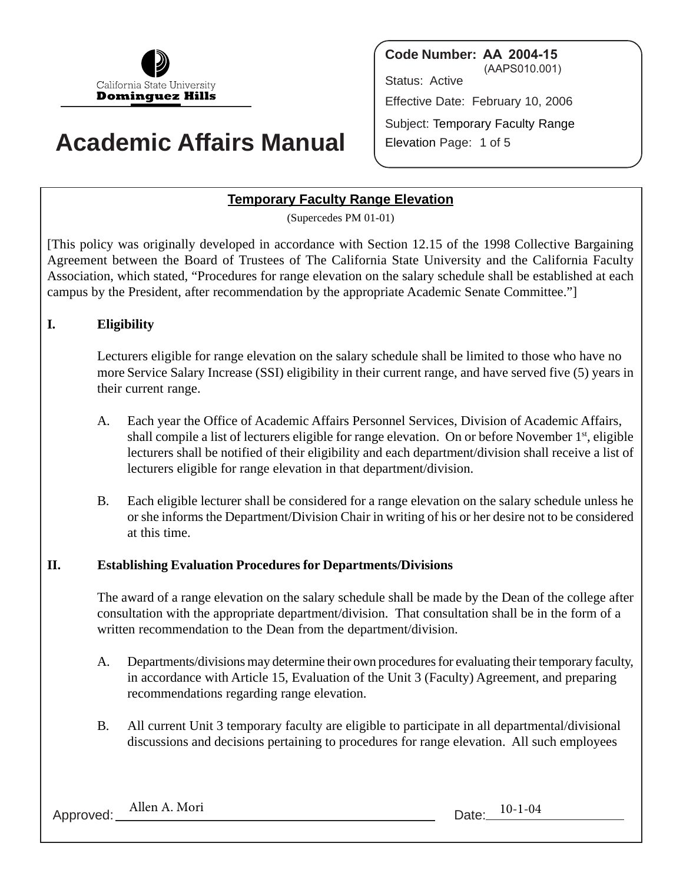California State University
**Dominguez Hills**

# Academic Affairs Manual

**Code Number: AA 2004-15**
(AAPS010.001)
Status: Active
Effective Date: February 10, 2006
Subject: Temporary Faculty Range Elevation

## Temporary Faculty Range Elevation

(Supercedes PM 01-01)

[This policy was originally developed in accordance with Section 12.15 of the 1998 Collective Bargaining Agreement between the Board of Trustees of The California State University and the California Faculty Association, which stated, "Procedures for range elevation on the salary schedule shall be established at each campus by the President, after recommendation by the appropriate Academic Senate Committee."]

### I. Eligibility

Lecturers eligible for range elevation on the salary schedule shall be limited to those who have no more Service Salary Increase (SSI) eligibility in their current range, and have served five (5) years in their current range.

A. Each year the Office of Academic Affairs Personnel Services, Division of Academic Affairs, shall compile a list of lecturers eligible for range elevation. On or before November 1st, eligible lecturers shall be notified of their eligibility and each department/division shall receive a list of lecturers eligible for range elevation in that department/division.

B. Each eligible lecturer shall be considered for a range elevation on the salary schedule unless he or she informs the Department/Division Chair in writing of his or her desire not to be considered at this time.

### II. Establishing Evaluation Procedures for Departments/Divisions

The award of a range elevation on the salary schedule shall be made by the Dean of the college after consultation with the appropriate department/division. That consultation shall be in the form of a written recommendation to the Dean from the department/division.

A. Departments/divisions may determine their own procedures for evaluating their temporary faculty, in accordance with Article 15, Evaluation of the Unit 3 (Faculty) Agreement, and preparing recommendations regarding range elevation.

B. All current Unit 3 temporary faculty are eligible to participate in all departmental/divisional discussions and decisions pertaining to procedures for range elevation. All such employees

Approved: Allen A. Mori Date: 10-1-04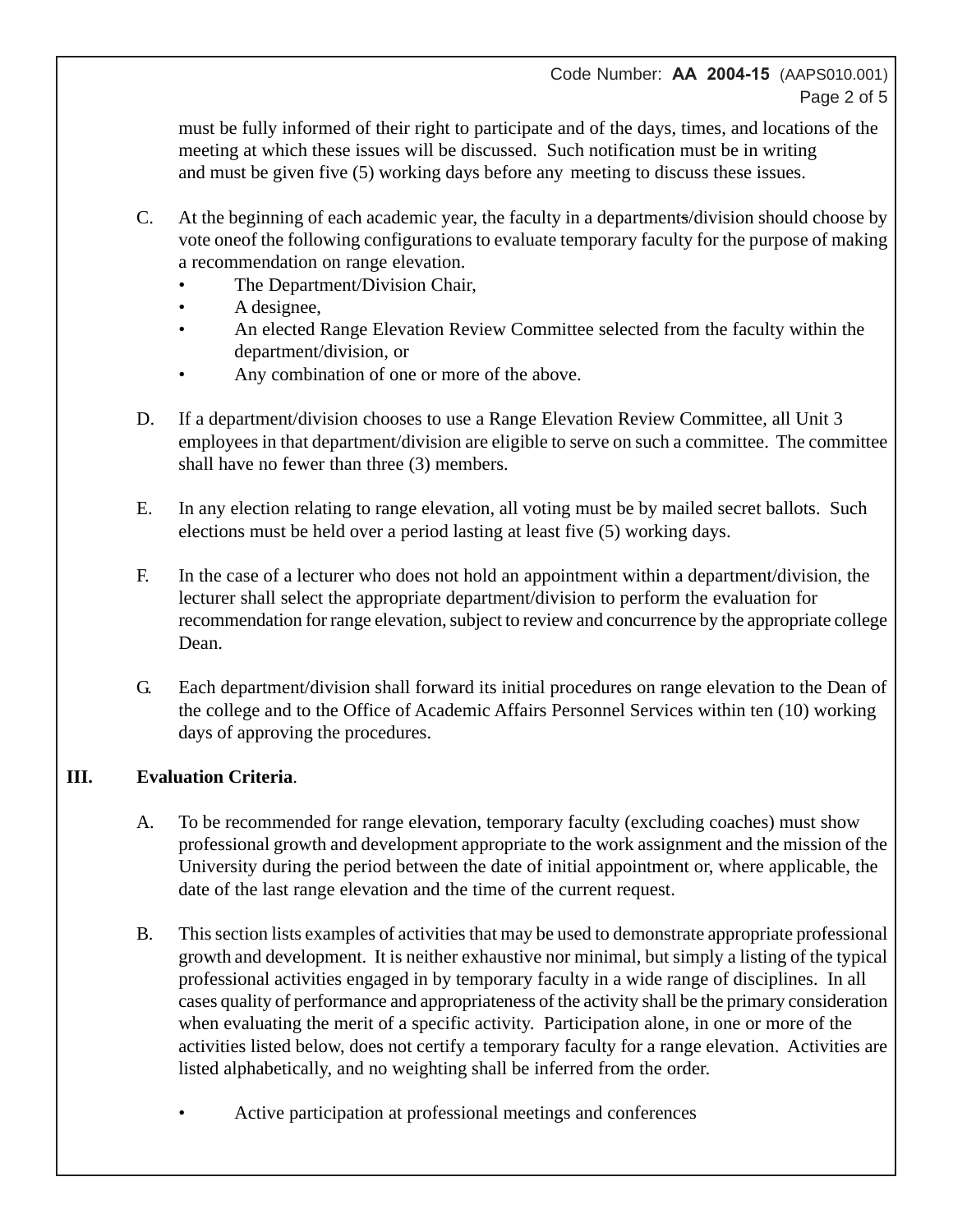must be fully informed of their right to participate and of the days, times, and locations of the meeting at which these issues will be discussed. Such notification must be in writing and must be given five (5) working days before any meeting to discuss these issues.

C. At the beginning of each academic year, the faculty in a department/division should choose by vote oneof the following configurations to evaluate temporary faculty for the purpose of making a recommendation on range elevation.
   - The Department/Division Chair,
   - A designee,
   - An elected Range Elevation Review Committee selected from the faculty within the department/division, or
   - Any combination of one or more of the above.

D. If a department/division chooses to use a Range Elevation Review Committee, all Unit 3 employees in that department/division are eligible to serve on such a committee. The committee shall have no fewer than three (3) members.

E. In any election relating to range elevation, all voting must be by mailed secret ballots. Such elections must be held over a period lasting at least five (5) working days.

F. In the case of a lecturer who does not hold an appointment within a department/division, the lecturer shall select the appropriate department/division to perform the evaluation for recommendation for range elevation, subject to review and concurrence by the appropriate college Dean.

G. Each department/division shall forward its initial procedures on range elevation to the Dean of the college and to the Office of Academic Affairs Personnel Services within ten (10) working days of approving the procedures.

## III. Evaluation Criteria.

A. To be recommended for range elevation, temporary faculty (excluding coaches) must show professional growth and development appropriate to the work assignment and the mission of the University during the period between the date of initial appointment or, where applicable, the date of the last range elevation and the time of the current request.

B. This section lists examples of activities that may be used to demonstrate appropriate professional growth and development. It is neither exhaustive nor minimal, but simply a listing of the typical professional activities engaged in by temporary faculty in a wide range of disciplines. In all cases quality of performance and appropriateness of the activity shall be the primary consideration when evaluating the merit of a specific activity. Participation alone, in one or more of the activities listed below, does not certify a temporary faculty for a range elevation. Activities are listed alphabetically, and no weighting shall be inferred from the order.

   - Active participation at professional meetings and conferences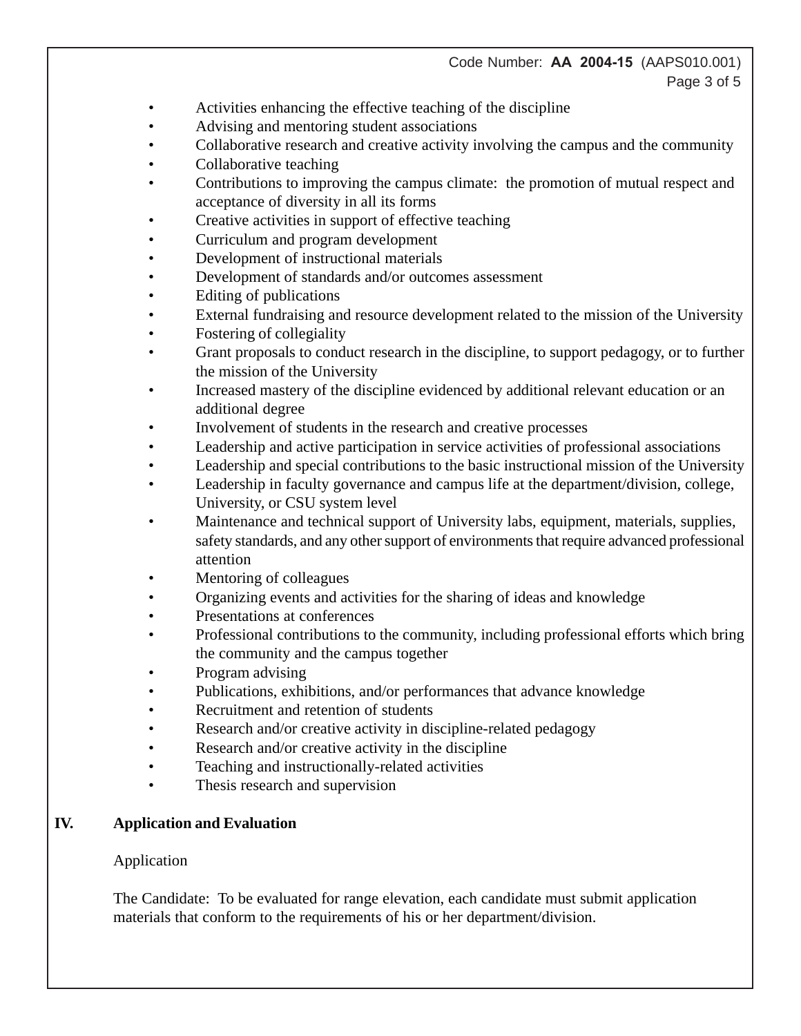- Activities enhancing the effective teaching of the discipline
- Advising and mentoring student associations
- Collaborative research and creative activity involving the campus and the community
- Collaborative teaching
- Contributions to improving the campus climate: the promotion of mutual respect and acceptance of diversity in all its forms
- Creative activities in support of effective teaching
- Curriculum and program development
- Development of instructional materials
- Development of standards and/or outcomes assessment
- Editing of publications
- External fundraising and resource development related to the mission of the University
- Fostering of collegiality
- Grant proposals to conduct research in the discipline, to support pedagogy, or to further the mission of the University
- Increased mastery of the discipline evidenced by additional relevant education or an additional degree
- Involvement of students in the research and creative processes
- Leadership and active participation in service activities of professional associations
- Leadership and special contributions to the basic instructional mission of the University
- Leadership in faculty governance and campus life at the department/division, college, University, or CSU system level
- Maintenance and technical support of University labs, equipment, materials, supplies, safety standards, and any other support of environments that require advanced professional attention
- Mentoring of colleagues
- Organizing events and activities for the sharing of ideas and knowledge
- Presentations at conferences
- Professional contributions to the community, including professional efforts which bring the community and the campus together
- Program advising
- Publications, exhibitions, and/or performances that advance knowledge
- Recruitment and retention of students
- Research and/or creative activity in discipline-related pedagogy
- Research and/or creative activity in the discipline
- Teaching and instructionally-related activities
- Thesis research and supervision

## IV. Application and Evaluation

Application

The Candidate: To be evaluated for range elevation, each candidate must submit application materials that conform to the requirements of his or her department/division.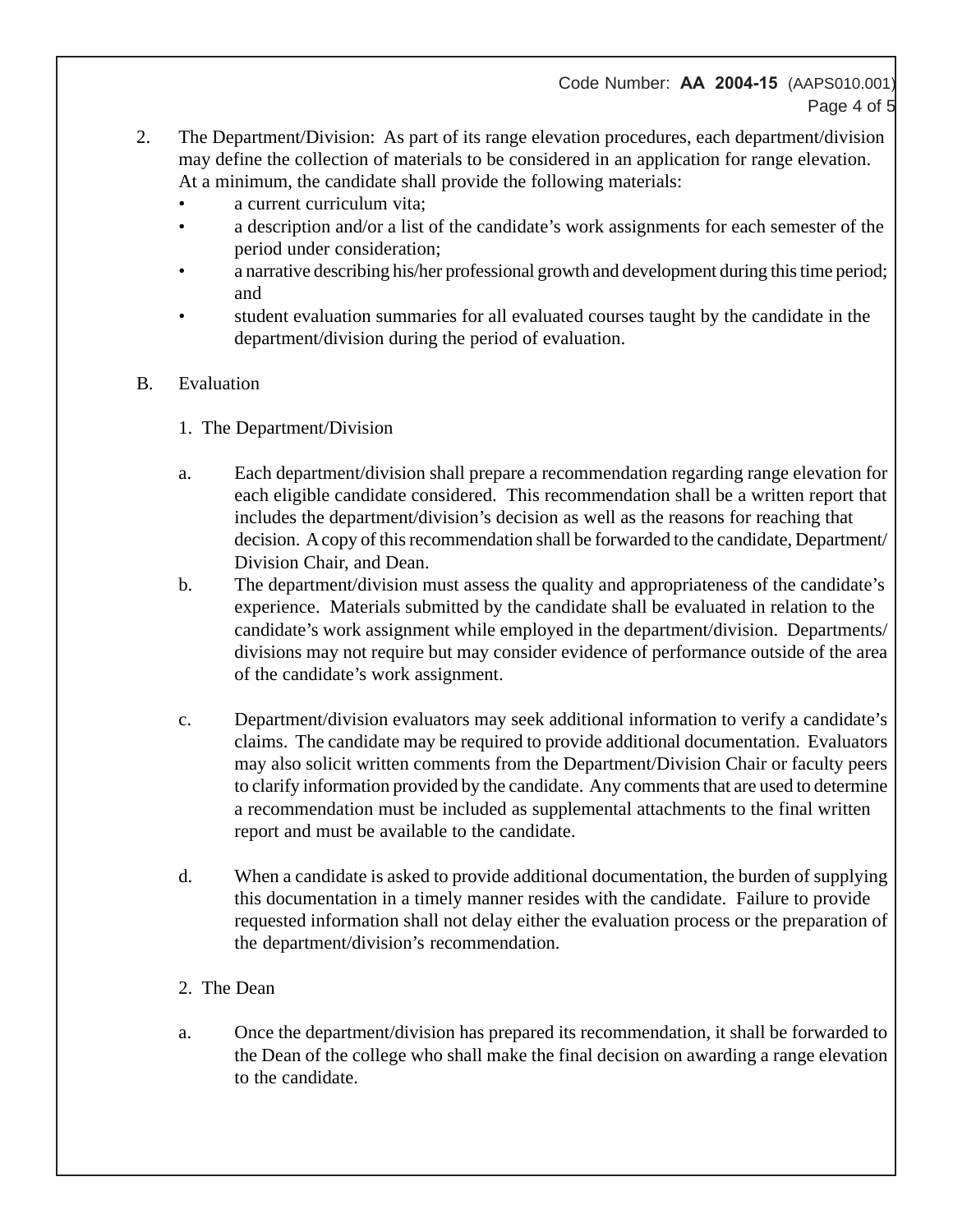2. The Department/Division: As part of its range elevation procedures, each department/division may define the collection of materials to be considered in an application for range elevation. At a minimum, the candidate shall provide the following materials:
   - a current curriculum vita;
   - a description and/or a list of the candidate's work assignments for each semester of the period under consideration;
   - a narrative describing his/her professional growth and development during this time period; and
   - student evaluation summaries for all evaluated courses taught by the candidate in the department/division during the period of evaluation.

B. Evaluation

1. The Department/Division

a. Each department/division shall prepare a recommendation regarding range elevation for each eligible candidate considered. This recommendation shall be a written report that includes the department/division's decision as well as the reasons for reaching that decision. A copy of this recommendation shall be forwarded to the candidate, Department/ Division Chair, and Dean.

b. The department/division must assess the quality and appropriateness of the candidate's experience. Materials submitted by the candidate shall be evaluated in relation to the candidate's work assignment while employed in the department/division. Departments/ divisions may not require but may consider evidence of performance outside of the area of the candidate's work assignment.

c. Department/division evaluators may seek additional information to verify a candidate's claims. The candidate may be required to provide additional documentation. Evaluators may also solicit written comments from the Department/Division Chair or faculty peers to clarify information provided by the candidate. Any comments that are used to determine a recommendation must be included as supplemental attachments to the final written report and must be available to the candidate.

d. When a candidate is asked to provide additional documentation, the burden of supplying this documentation in a timely manner resides with the candidate. Failure to provide requested information shall not delay either the evaluation process or the preparation of the department/division's recommendation.

2. The Dean

a. Once the department/division has prepared its recommendation, it shall be forwarded to the Dean of the college who shall make the final decision on awarding a range elevation to the candidate.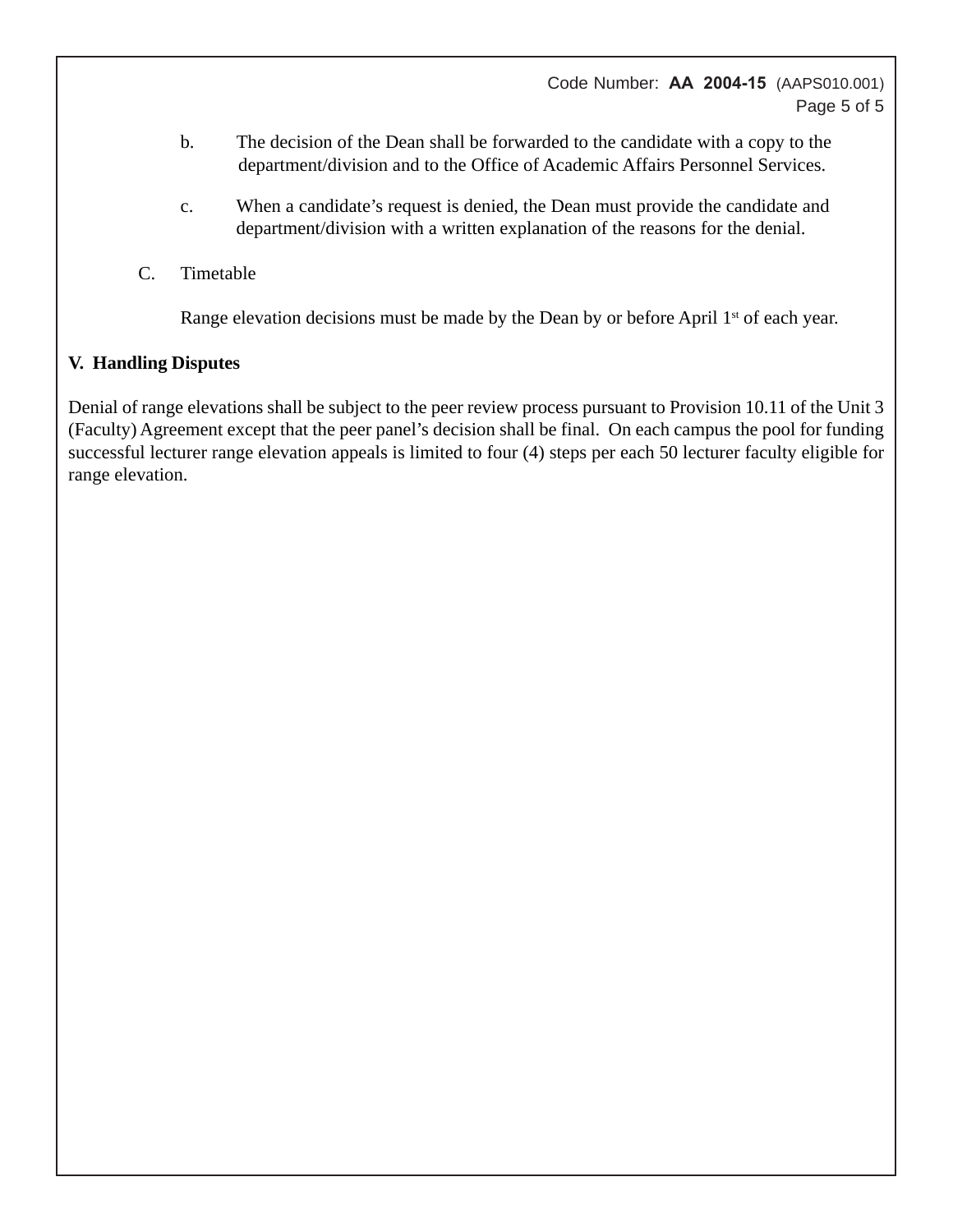b. The decision of the Dean shall be forwarded to the candidate with a copy to the department/division and to the Office of Academic Affairs Personnel Services.

c. When a candidate's request is denied, the Dean must provide the candidate and department/division with a written explanation of the reasons for the denial.

C. Timetable

Range elevation decisions must be made by the Dean by or before April 1st of each year.

**V. Handling Disputes**

Denial of range elevations shall be subject to the peer review process pursuant to Provision 10.11 of the Unit 3 (Faculty) Agreement except that the peer panel's decision shall be final. On each campus the pool for funding successful lecturer range elevation appeals is limited to four (4) steps per each 50 lecturer faculty eligible for range elevation.